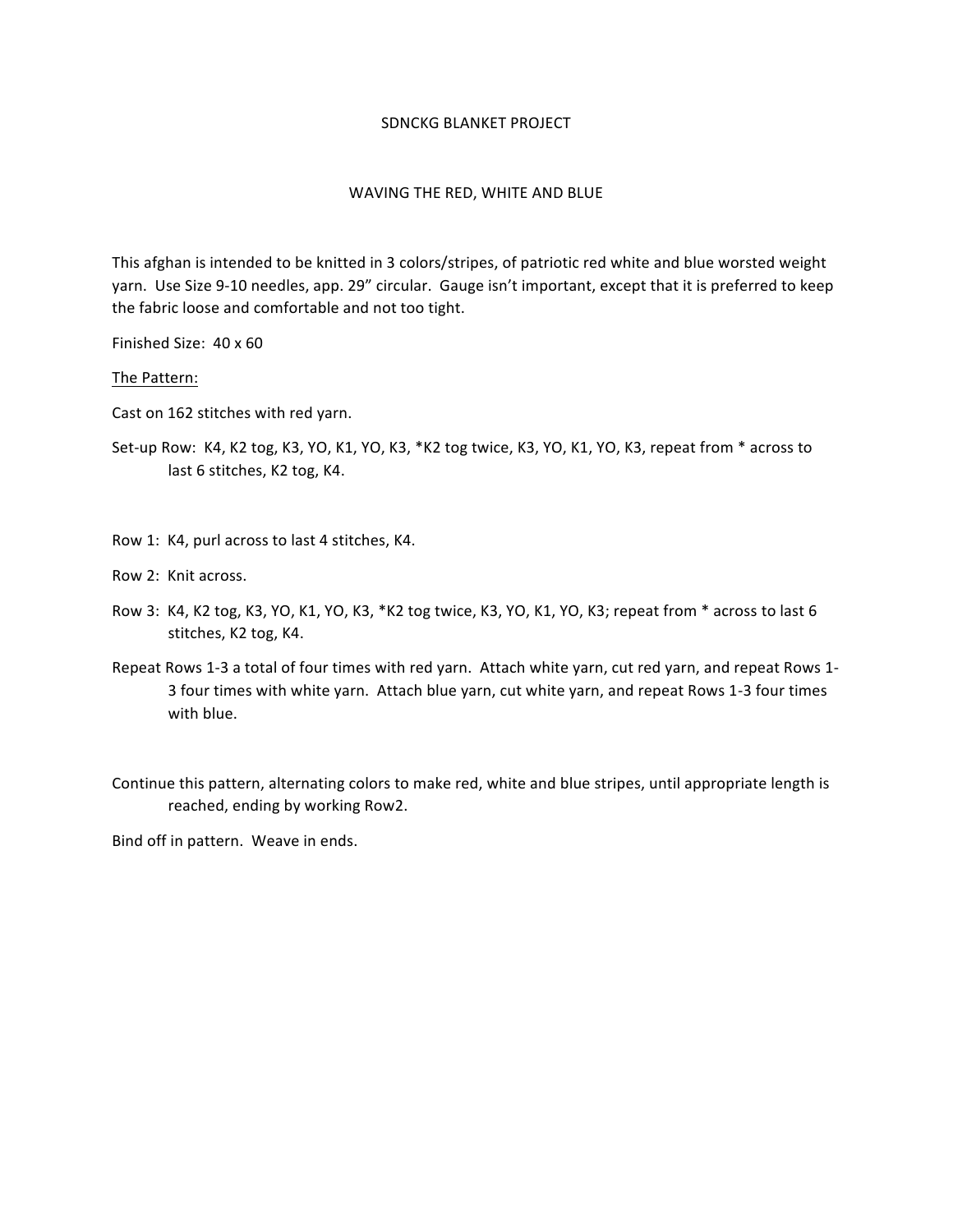# SDNCKG BLANKET PROJECT

## WAVING THE RED, WHITE AND BLUE

This afghan is intended to be knitted in 3 colors/stripes, of patriotic red white and blue worsted weight yarn. Use Size 9-10 needles, app. 29" circular. Gauge isn't important, except that it is preferred to keep the fabric loose and comfortable and not too tight.

Finished Size: 40 x 60

<u>The Pattern:</u>

Cast on 162 stitches with red yarn.

Set-up Row: K4, K2 tog, K3, YO, K1, YO, K3, *K2 tog twice, K3, YO, K1, YO, K3, repeat from * across to last 6 stitches, K2 tog, K4.

Row 1: K4, purl across to last 4 stitches, K4.

Row 2: Knit across.

Row 3: K4, K2 tog, K3, YO, K1, YO, K3, *K2 tog twice, K3, YO, K1, YO, K3; repeat from * across to last 6 stitches, K2 tog, K4.

Repeat Rows 1-3 a total of four times with red yarn. Attach white yarn, cut red yarn, and repeat Rows 1-3 four times with white yarn. Attach blue yarn, cut white yarn, and repeat Rows 1-3 four times with blue.

Continue this pattern, alternating colors to make red, white and blue stripes, until appropriate length is reached, ending by working Row2.

Bind off in pattern. Weave in ends.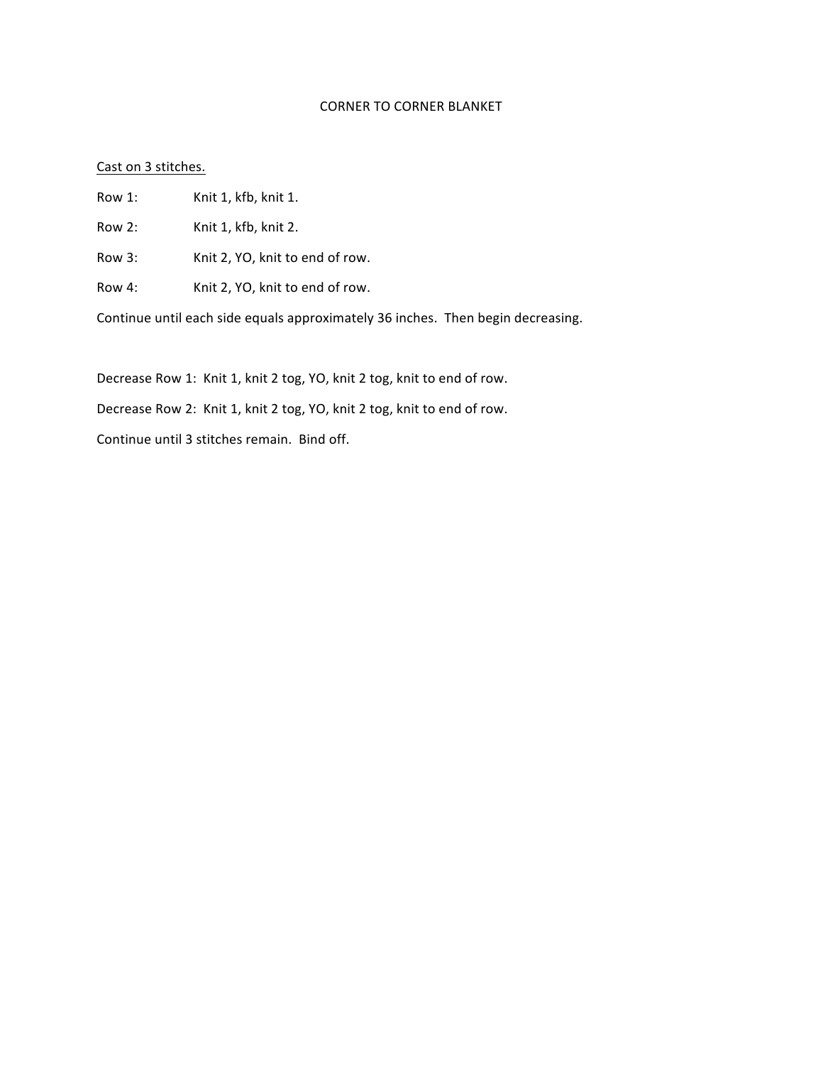# CORNER TO CORNER BLANKET

<u>Cast on 3 stitches.</u>

Row 1: Knit 1, kfb, knit 1.

Row 2: Knit 1, kfb, knit 2.

Row 3: Knit 2, YO, knit to end of row.

Row 4: Knit 2, YO, knit to end of row.

Continue until each side equals approximately 36 inches. Then begin decreasing.

Decrease Row 1: Knit 1, knit 2 tog, YO, knit 2 tog, knit to end of row.

Decrease Row 2: Knit 1, knit 2 tog, YO, knit 2 tog, knit to end of row.

Continue until 3 stitches remain. Bind off.